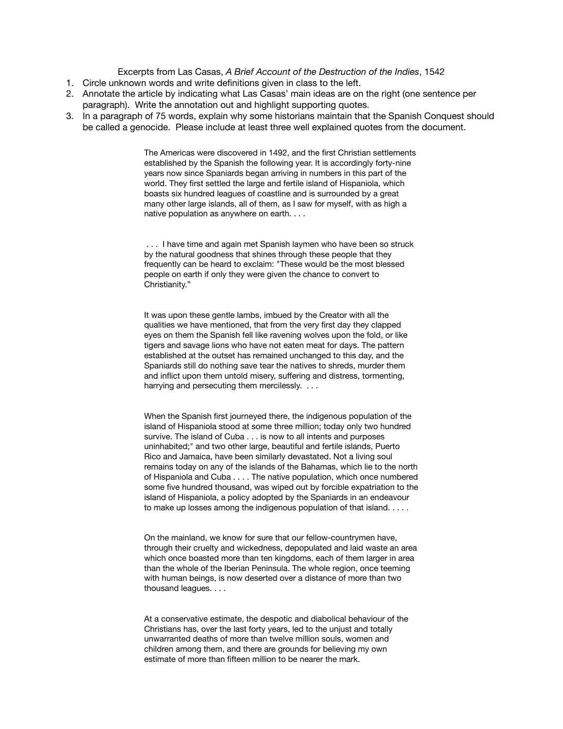Excerpts from Las Casas, *A Brief Account of the Destruction of the Indies*, 1542

1. Circle unknown words and write definitions given in class to the left.
2. Annotate the article by indicating what Las Casas' main ideas are on the right (one sentence per paragraph). Write the annotation out and highlight supporting quotes.
3. In a paragraph of 75 words, explain why some historians maintain that the Spanish Conquest should be called a genocide. Please include at least three well explained quotes from the document.

The Americas were discovered in 1492, and the first Christian settlements established by the Spanish the following year. It is accordingly forty-nine years now since Spaniards began arriving in numbers in this part of the world. They first settled the large and fertile island of Hispaniola, which boasts six hundred leagues of coastline and is surrounded by a great many other large islands, all of them, as I saw for myself, with as high a native population as anywhere on earth. . . .

. . . I have time and again met Spanish laymen who have been so struck by the natural goodness that shines through these people that they frequently can be heard to exclaim: "These would be the most blessed people on earth if only they were given the chance to convert to Christianity."

It was upon these gentle lambs, imbued by the Creator with all the qualities we have mentioned, that from the very first day they clapped eyes on them the Spanish fell like ravening wolves upon the fold, or like tigers and savage lions who have not eaten meat for days. The pattern established at the outset has remained unchanged to this day, and the Spaniards still do nothing save tear the natives to shreds, murder them and inflict upon them untold misery, suffering and distress, tormenting, harrying and persecuting them mercilessly. . . .

When the Spanish first journeyed there, the indigenous population of the island of Hispaniola stood at some three million; today only two hundred survive. The island of Cuba . . . is now to all intents and purposes uninhabited;" and two other large, beautiful and fertile islands, Puerto Rico and Jamaica, have been similarly devastated. Not a living soul remains today on any of the islands of the Bahamas, which lie to the north of Hispaniola and Cuba . . . . The native population, which once numbered some five hundred thousand, was wiped out by forcible expatriation to the island of Hispaniola, a policy adopted by the Spaniards in an endeavour to make up losses among the indigenous population of that island. . . . .

On the mainland, we know for sure that our fellow-countrymen have, through their cruelty and wickedness, depopulated and laid waste an area which once boasted more than ten kingdoms, each of them larger in area than the whole of the Iberian Peninsula. The whole region, once teeming with human beings, is now deserted over a distance of more than two thousand leagues. . . .

At a conservative estimate, the despotic and diabolical behaviour of the Christians has, over the last forty years, led to the unjust and totally unwarranted deaths of more than twelve million souls, women and children among them, and there are grounds for believing my own estimate of more than fifteen million to be nearer the mark.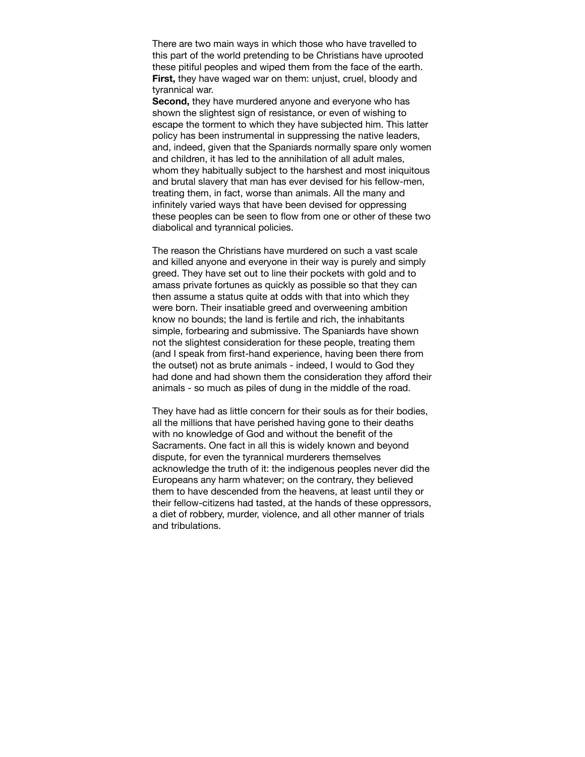There are two main ways in which those who have travelled to this part of the world pretending to be Christians have uprooted these pitiful peoples and wiped them from the face of the earth.
**First,** they have waged war on them: unjust, cruel, bloody and tyrannical war.
**Second,** they have murdered anyone and everyone who has shown the slightest sign of resistance, or even of wishing to escape the torment to which they have subjected him. This latter policy has been instrumental in suppressing the native leaders, and, indeed, given that the Spaniards normally spare only women and children, it has led to the annihilation of all adult males, whom they habitually subject to the harshest and most iniquitous and brutal slavery that man has ever devised for his fellow-men, treating them, in fact, worse than animals. All the many and infinitely varied ways that have been devised for oppressing these peoples can be seen to flow from one or other of these two diabolical and tyrannical policies.

The reason the Christians have murdered on such a vast scale and killed anyone and everyone in their way is purely and simply greed. They have set out to line their pockets with gold and to amass private fortunes as quickly as possible so that they can then assume a status quite at odds with that into which they were born. Their insatiable greed and overweening ambition know no bounds; the land is fertile and rich, the inhabitants simple, forbearing and submissive. The Spaniards have shown not the slightest consideration for these people, treating them (and I speak from first-hand experience, having been there from the outset) not as brute animals - indeed, I would to God they had done and had shown them the consideration they afford their animals - so much as piles of dung in the middle of the road.

They have had as little concern for their souls as for their bodies, all the millions that have perished having gone to their deaths with no knowledge of God and without the benefit of the Sacraments. One fact in all this is widely known and beyond dispute, for even the tyrannical murderers themselves acknowledge the truth of it: the indigenous peoples never did the Europeans any harm whatever; on the contrary, they believed them to have descended from the heavens, at least until they or their fellow-citizens had tasted, at the hands of these oppressors, a diet of robbery, murder, violence, and all other manner of trials and tribulations.